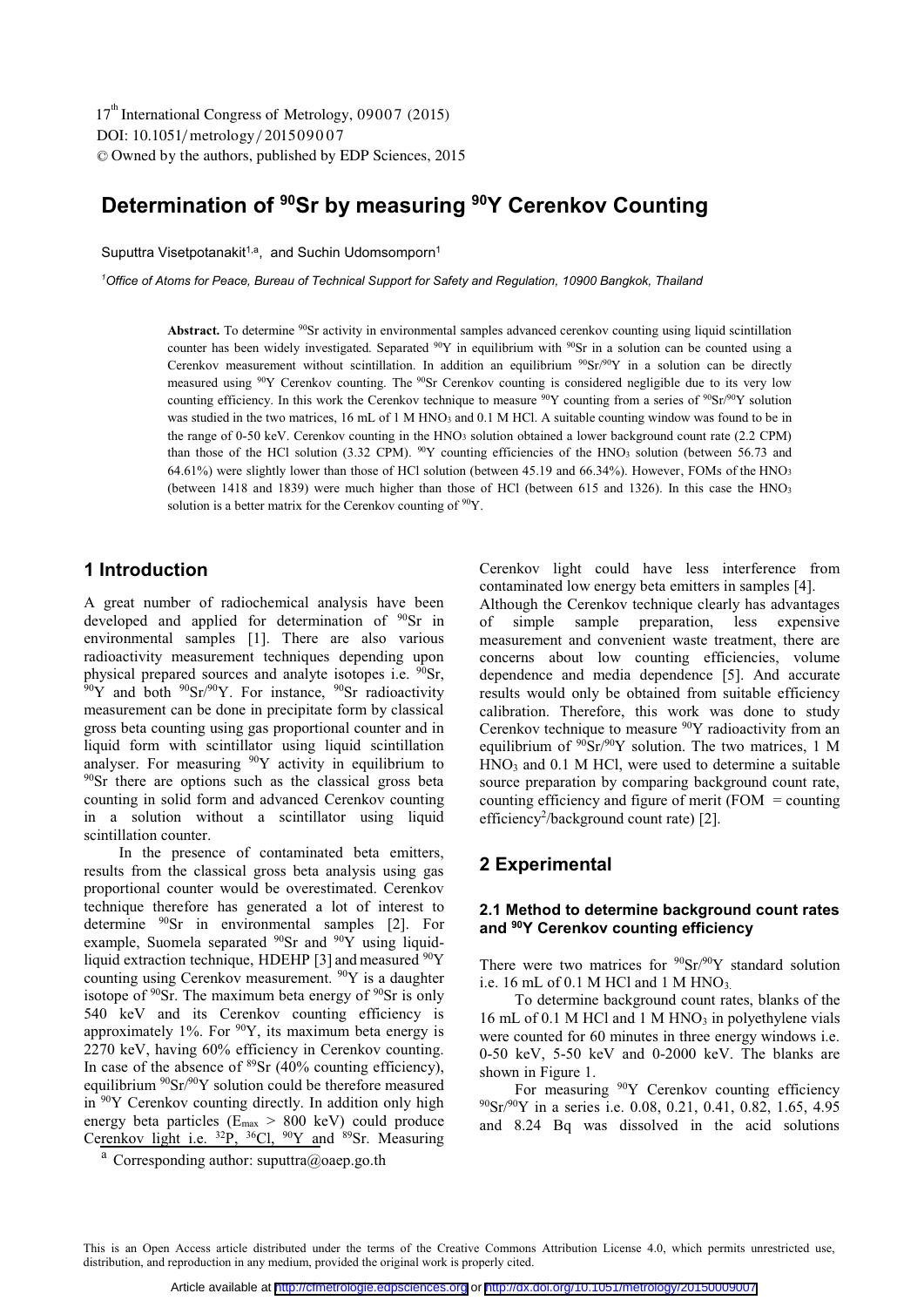# Determination of $^{90}$Sr by measuring $^{90}$Y Cerenkov Counting

Suputtra Visetpotanakit[1,a], and Suchin Udomsomporn[1]

[1]*Office of Atoms for Peace, Bureau of Technical Support for Safety and Regulation, 10900 Bangkok, Thailand*

**Abstract.** To determine $^{90}$Sr activity in environmental samples advanced cerenkov counting using liquid scintillation counter has been widely investigated. Separated $^{90}$Y in equilibrium with $^{90}$Sr in a solution can be counted using a Cerenkov measurement without scintillation. In addition an equilibrium $^{90}$Sr/$^{90}$Y in a solution can be directly measured using $^{90}$Y Cerenkov counting. The $^{90}$Sr Cerenkov counting is considered negligible due to its very low counting efficiency. In this work the Cerenkov technique to measure $^{90}$Y counting from a series of $^{90}$Sr/$^{90}$Y solution was studied in the two matrices, 16 mL of 1 M $HNO_3$ and 0.1 M HCl. A suitable counting window was found to be in the range of 0-50 keV. Cerenkov counting in the $HNO_3$ solution obtained a lower background count rate (2.2 CPM) than those of the HCl solution (3.32 CPM). $^{90}$Y counting efficiencies of the $HNO_3$ solution (between 56.73 and 64.61%) were slightly lower than those of HCl solution (between 45.19 and 66.34%). However, FOMs of the $HNO_3$ (between 1418 and 1839) were much higher than those of HCl (between 615 and 1326). In this case the $HNO_3$ solution is a better matrix for the Cerenkov counting of $^{90}$Y.

## 1 Introduction

A great number of radiochemical analysis have been developed and applied for determination of $^{90}$Sr in environmental samples [1]. There are also various radioactivity measurement techniques depending upon physical prepared sources and analyte isotopes i.e. $^{90}$Sr, $^{90}$Y and both $^{90}$Sr/$^{90}$Y. For instance, $^{90}$Sr radioactivity measurement can be done in precipitate form by classical gross beta counting using gas proportional counter and in liquid form with scintillator using liquid scintillation analyser. For measuring $^{90}$Y activity in equilibrium to $^{90}$Sr there are options such as the classical gross beta counting in solid form and advanced Cerenkov counting in a solution without a scintillator using liquid scintillation counter.

In the presence of contaminated beta emitters, results from the classical gross beta analysis using gas proportional counter would be overestimated. Cerenkov technique therefore has generated a lot of interest to determine $^{90}$Sr in environmental samples [2]. For example, Suomela separated $^{90}$Sr and $^{90}$Y using liquid-liquid extraction technique, HDEHP [3] and measured $^{90}$Y counting using Cerenkov measurement. $^{90}$Y is a daughter isotope of $^{90}$Sr. The maximum beta energy of $^{90}$Sr is only 540 keV and its Cerenkov counting efficiency is approximately 1%. For $^{90}$Y, its maximum beta energy is 2270 keV, having 60% efficiency in Cerenkov counting. In case of the absence of $^{89}$Sr (40% counting efficiency), equilibrium $^{90}$Sr/$^{90}$Y solution could be therefore measured in $^{90}$Y Cerenkov counting directly. In addition only high energy beta particles ($E_{max}$ > 800 keV) could produce Cerenkov light i.e. $^{32}$P, $^{36}$Cl, $^{90}$Y and $^{89}$Sr. Measuring Cerenkov light could have less interference from contaminated low energy beta emitters in samples [4].

Although the Cerenkov technique clearly has advantages of simple sample preparation, less expensive measurement and convenient waste treatment, there are concerns about low counting efficiencies, volume dependence and media dependence [5]. And accurate results would only be obtained from suitable efficiency calibration. Therefore, this work was done to study Cerenkov technique to measure $^{90}$Y radioactivity from an equilibrium of $^{90}$Sr/$^{90}$Y solution. The two matrices, 1 M $HNO_3$ and 0.1 M HCl, were used to determine a suitable source preparation by comparing background count rate, counting efficiency and figure of merit (FOM = counting efficiency$^2$/background count rate) [2].

## 2 Experimental

### 2.1 Method to determine background count rates and $^{90}$Y Cerenkov counting efficiency

There were two matrices for $^{90}$Sr/$^{90}$Y standard solution i.e. 16 mL of 0.1 M HCl and 1 M $HNO_3$.

To determine background count rates, blanks of the 16 mL of 0.1 M HCl and 1 M $HNO_3$ in polyethylene vials were counted for 60 minutes in three energy windows i.e. 0-50 keV, 5-50 keV and 0-2000 keV. The blanks are shown in Figure 1.

For measuring $^{90}$Y Cerenkov counting efficiency $^{90}$Sr/$^{90}$Y in a series i.e. 0.08, 0.21, 0.41, 0.82, 1.65, 4.95 and 8.24 Bq was dissolved in the acid solutions

[a] Corresponding author: suputtra@oaep.go.th

This is an Open Access article distributed under the terms of the Creative Commons Attribution License 4.0, which permits unrestricted use, distribution, and reproduction in any medium, provided the original work is properly cited.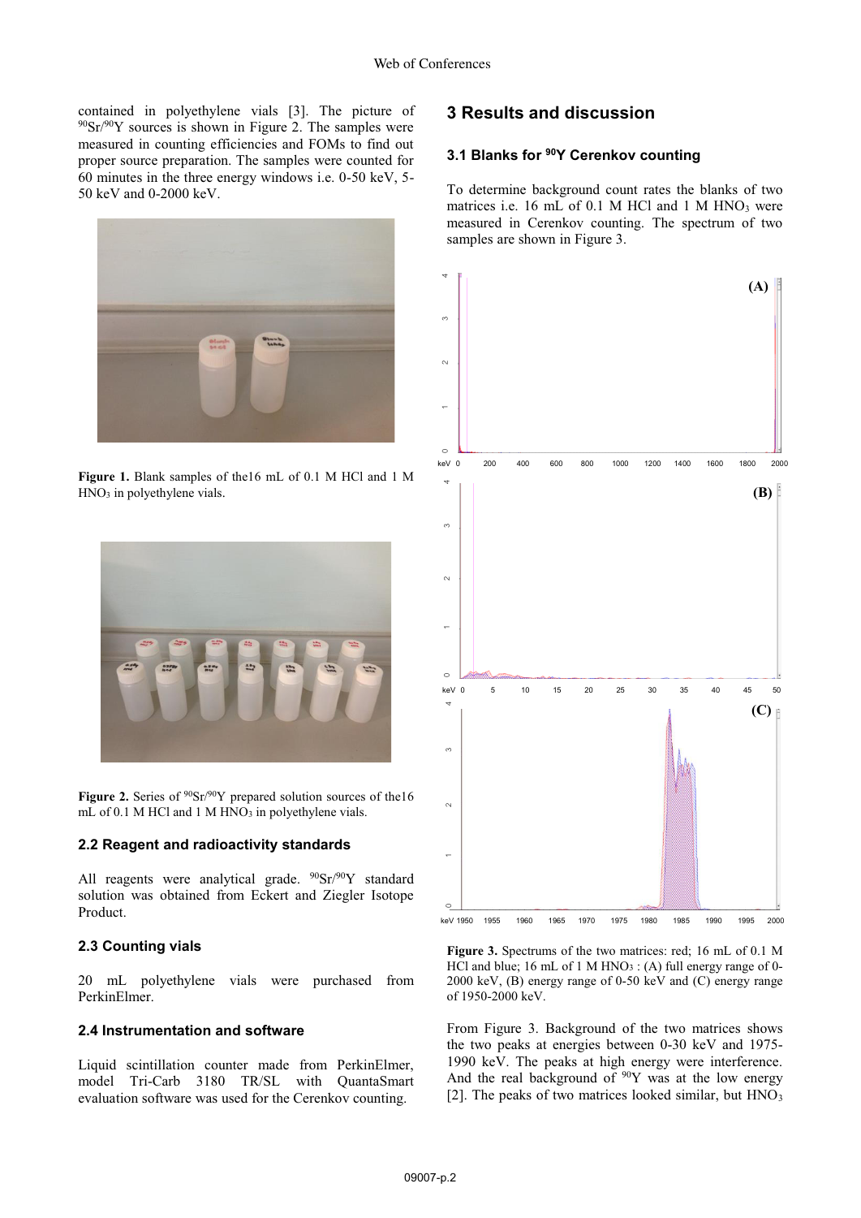contained in polyethylene vials [3]. The picture of $^{90}Sr/^{90}Y$ sources is shown in Figure 2. The samples were measured in counting efficiencies and FOMs to find out proper source preparation. The samples were counted for 60 minutes in the three energy windows i.e. 0-50 keV, 5-50 keV and 0-2000 keV.

**Figure 1.** Blank samples of the16 mL of 0.1 M HCl and 1 M $HNO_3$ in polyethylene vials.

**Figure 2.** Series of $^{90}Sr/^{90}Y$ prepared solution sources of the16 mL of 0.1 M HCl and 1 M $HNO_3$ in polyethylene vials.

### 2.2 Reagent and radioactivity standards

All reagents were analytical grade. $^{90}Sr/^{90}Y$ standard solution was obtained from Eckert and Ziegler Isotope Product.

### 2.3 Counting vials

20 mL polyethylene vials were purchased from PerkinElmer.

### 2.4 Instrumentation and software

Liquid scintillation counter made from PerkinElmer, model Tri-Carb 3180 TR/SL with QuantaSmart evaluation software was used for the Cerenkov counting.

## 3 Results and discussion

### 3.1 Blanks for $^{90}Y$ Cerenkov counting

To determine background count rates the blanks of two matrices i.e. 16 mL of 0.1 M HCl and 1 M $HNO_3$ were measured in Cerenkov counting. The spectrum of two samples are shown in Figure 3.

**Figure 3.** Spectrums of the two matrices: red; 16 mL of 0.1 M HCl and blue; 16 mL of 1 M $HNO_3$ : (A) full energy range of 0-2000 keV, (B) energy range of 0-50 keV and (C) energy range of 1950-2000 keV.

From Figure 3. Background of the two matrices shows the two peaks at energies between 0-30 keV and 1975-1990 keV. The peaks at high energy were interference. And the real background of $^{90}Y$ was at the low energy [2]. The peaks of two matrices looked similar, but $HNO_3$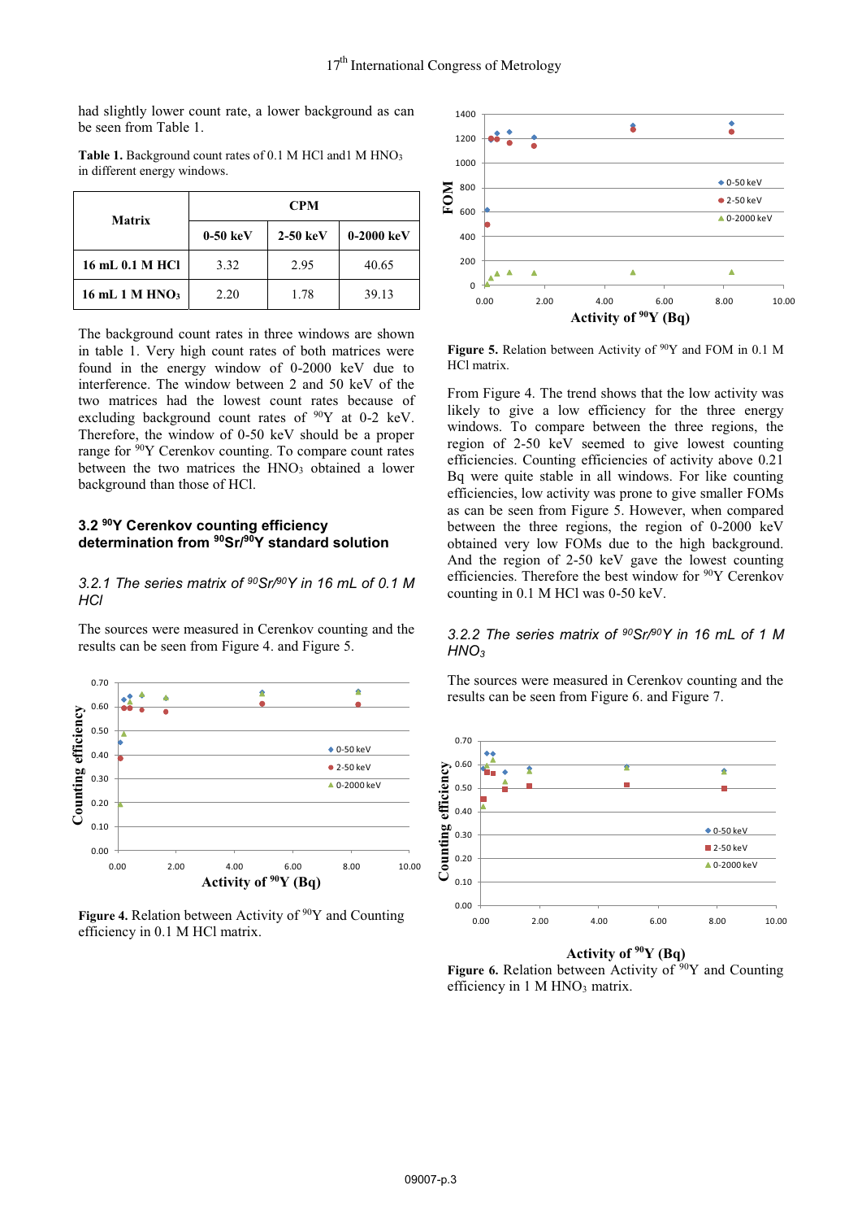had slightly lower count rate, a lower background as can be seen from Table 1.

**Table 1.** Background count rates of 0.1 M HCl and1 M $HNO_3$ in different energy windows.

| Matrix | CPM | | |
|---|---|---|---|
| | 0-50 keV | 2-50 keV | 0-2000 keV |
| 16 mL 0.1 M HCl | 3.32 | 2.95 | 40.65 |
| 16 mL 1 M $HNO_3$ | 2.20 | 1.78 | 39.13 |

The background count rates in three windows are shown in table 1. Very high count rates of both matrices were found in the energy window of 0-2000 keV due to interference. The window between 2 and 50 keV of the two matrices had the lowest count rates because of excluding background count rates of $^{90}$Y at 0-2 keV. Therefore, the window of 0-50 keV should be a proper range for $^{90}$Y Cerenkov counting. To compare count rates between the two matrices the $HNO_3$ obtained a lower background than those of HCl.

### 3.2 $^{90}$Y Cerenkov counting efficiency determination from $^{90}$Sr/$^{90}$Y standard solution

#### *3.2.1 The series matrix of $^{90}$Sr/$^{90}$Y in 16 mL of 0.1 M HCl*

The sources were measured in Cerenkov counting and the results can be seen from Figure 4. and Figure 5.

**Figure 4.** Relation between Activity of $^{90}$Y and Counting efficiency in 0.1 M HCl matrix.

**Figure 5.** Relation between Activity of $^{90}$Y and FOM in 0.1 M HCl matrix.

From Figure 4. The trend shows that the low activity was likely to give a low efficiency for the three energy windows. To compare between the three regions, the region of 2-50 keV seemed to give lowest counting efficiencies. Counting efficiencies of activity above 0.21 Bq were quite stable in all windows. For like counting efficiencies, low activity was prone to give smaller FOMs as can be seen from Figure 5. However, when compared between the three regions, the region of 0-2000 keV obtained very low FOMs due to the high background. And the region of 2-50 keV gave the lowest counting efficiencies. Therefore the best window for $^{90}$Y Cerenkov counting in 0.1 M HCl was 0-50 keV.

#### *3.2.2 The series matrix of $^{90}$Sr/$^{90}$Y in 16 mL of 1 M $HNO_3$*

The sources were measured in Cerenkov counting and the results can be seen from Figure 6. and Figure 7.

**Figure 6.** Relation between Activity of $^{90}$Y and Counting efficiency in 1 M $HNO_3$ matrix.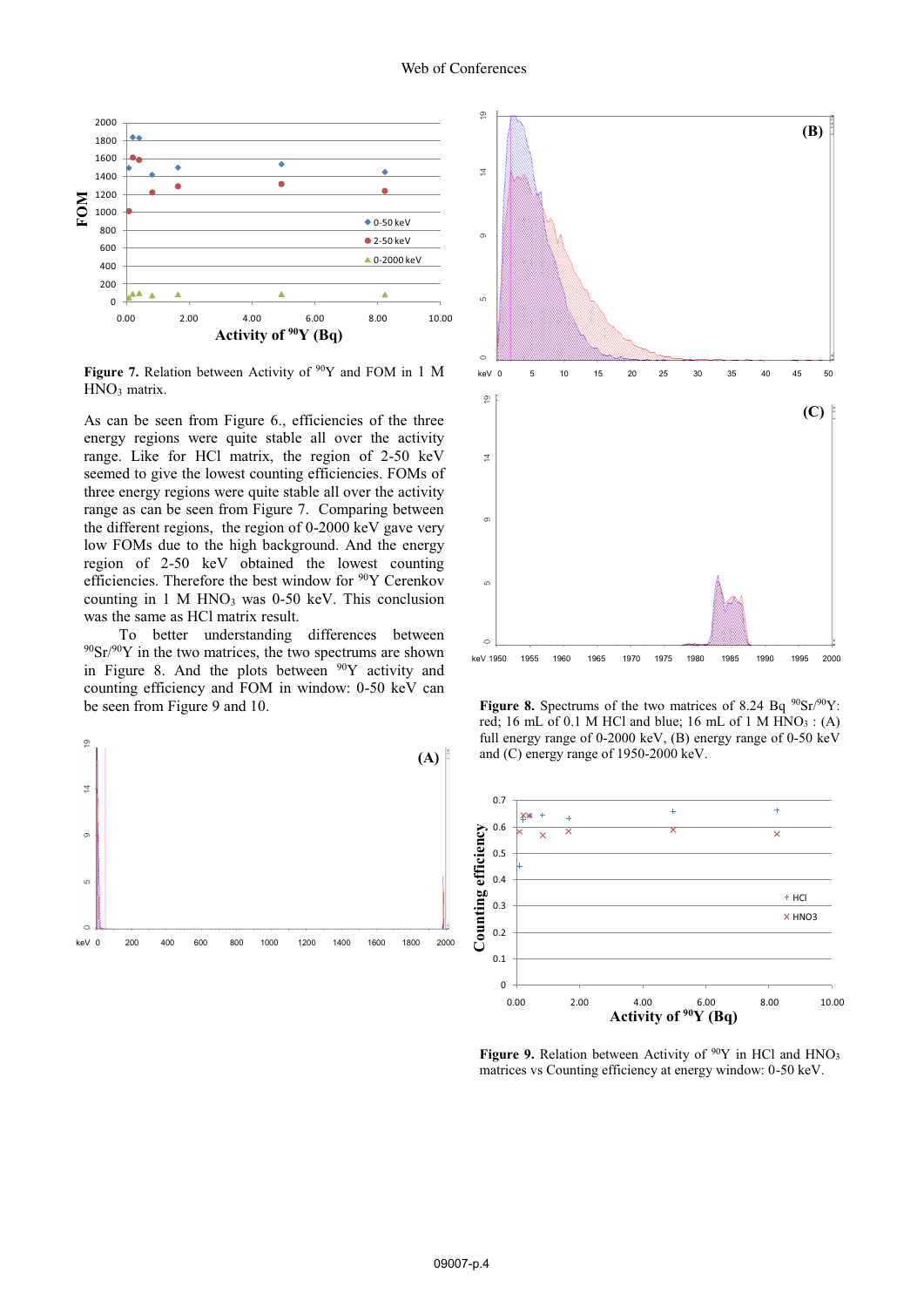**Figure 7.** Relation between Activity of $^{90}$Y and FOM in 1 M $HNO_3$ matrix.

As can be seen from Figure 6., efficiencies of the three energy regions were quite stable all over the activity range. Like for HCl matrix, the region of 2-50 keV seemed to give the lowest counting efficiencies. FOMs of three energy regions were quite stable all over the activity range as can be seen from Figure 7. Comparing between the different regions, the region of 0-2000 keV gave very low FOMs due to the high background. And the energy region of 2-50 keV obtained the lowest counting efficiencies. Therefore the best window for $^{90}$Y Cerenkov counting in 1 M $HNO_3$ was 0-50 keV. This conclusion was the same as HCl matrix result.

To better understanding differences between $^{90}$Sr/$^{90}$Y in the two matrices, the two spectrums are shown in Figure 8. And the plots between $^{90}$Y activity and counting efficiency and FOM in window: 0-50 keV can be seen from Figure 9 and 10.

**Figure 8.** Spectrums of the two matrices of 8.24 Bq $^{90}$Sr/$^{90}$Y: red; 16 mL of 0.1 M HCl and blue; 16 mL of 1 M $HNO_3$ : (A) full energy range of 0-2000 keV, (B) energy range of 0-50 keV and (C) energy range of 1950-2000 keV.

**Figure 9.** Relation between Activity of $^{90}$Y in HCl and $HNO_3$ matrices vs Counting efficiency at energy window: 0-50 keV.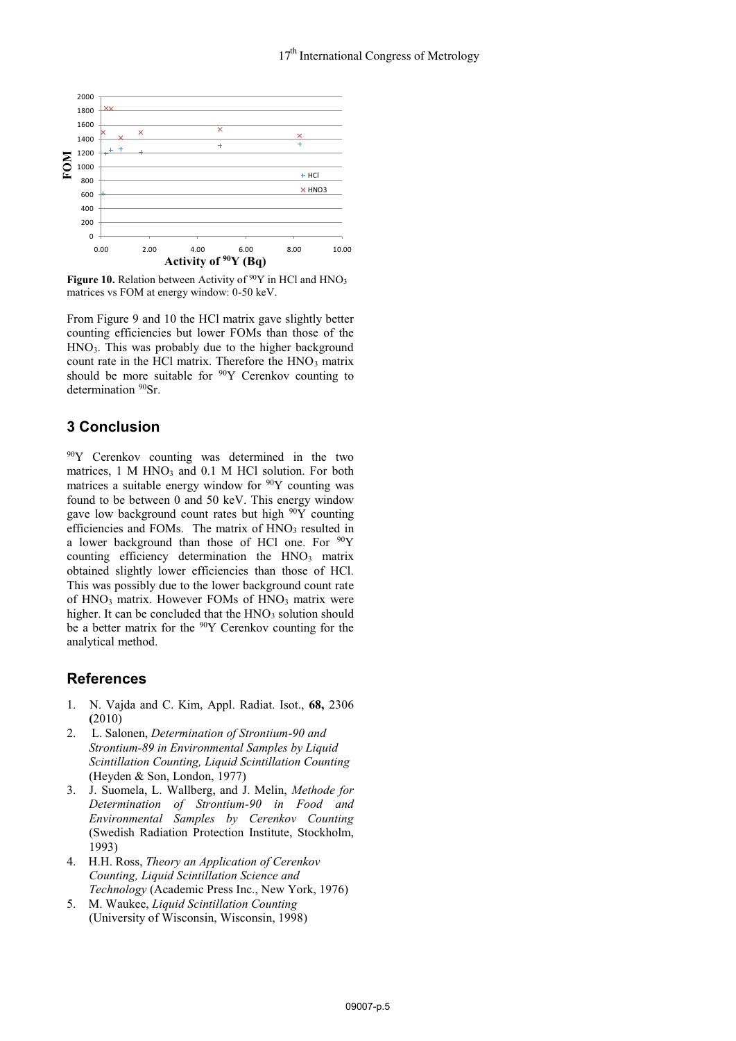2000
1800
1600
1400
1200
1000
800
600
400
200
0

FOM

0.00 2.00 4.00 6.00 8.00 10.00

Activity of $^{90}Y$ (Bq)

HCl

HNO3

**Figure 10.** Relation between Activity of $^{90}Y$ in HCl and $HNO_3$ matrices vs FOM at energy window: 0-50 keV.

From Figure 9 and 10 the HCl matrix gave slightly better counting efficiencies but lower FOMs than those of the $HNO_3$. This was probably due to the higher background count rate in the HCl matrix. Therefore the $HNO_3$ matrix should be more suitable for $^{90}Y$ Cerenkov counting to determination $^{90}Sr$.

## 3 Conclusion

$^{90}Y$ Cerenkov counting was determined in the two matrices, 1 M $HNO_3$ and 0.1 M HCl solution. For both matrices a suitable energy window for $^{90}Y$ counting was found to be between 0 and 50 keV. This energy window gave low background count rates but high $^{90}Y$ counting efficiencies and FOMs. The matrix of $HNO_3$ resulted in a lower background than those of HCl one. For $^{90}Y$ counting efficiency determination the $HNO_3$ matrix obtained slightly lower efficiencies than those of HCl. This was possibly due to the lower background count rate of $HNO_3$ matrix. However FOMs of $HNO_3$ matrix were higher. It can be concluded that the $HNO_3$ solution should be a better matrix for the $^{90}Y$ Cerenkov counting for the analytical method.

## References

1. N. Vajda and C. Kim, Appl. Radiat. Isot., **68,** 2306 **(**2010)
2. L. Salonen, *Determination of Strontium-90 and Strontium-89 in Environmental Samples by Liquid Scintillation Counting, Liquid Scintillation Counting* (Heyden & Son, London, 1977)
3. J. Suomela, L. Wallberg, and J. Melin, *Methode for Determination of Strontium-90 in Food and Environmental Samples by Cerenkov Counting* (Swedish Radiation Protection Institute, Stockholm, 1993)
4. H.H. Ross, *Theory an Application of Cerenkov Counting, Liquid Scintillation Science and Technology* (Academic Press Inc., New York, 1976)
5. M. Waukee, *Liquid Scintillation Counting* (University of Wisconsin, Wisconsin, 1998)